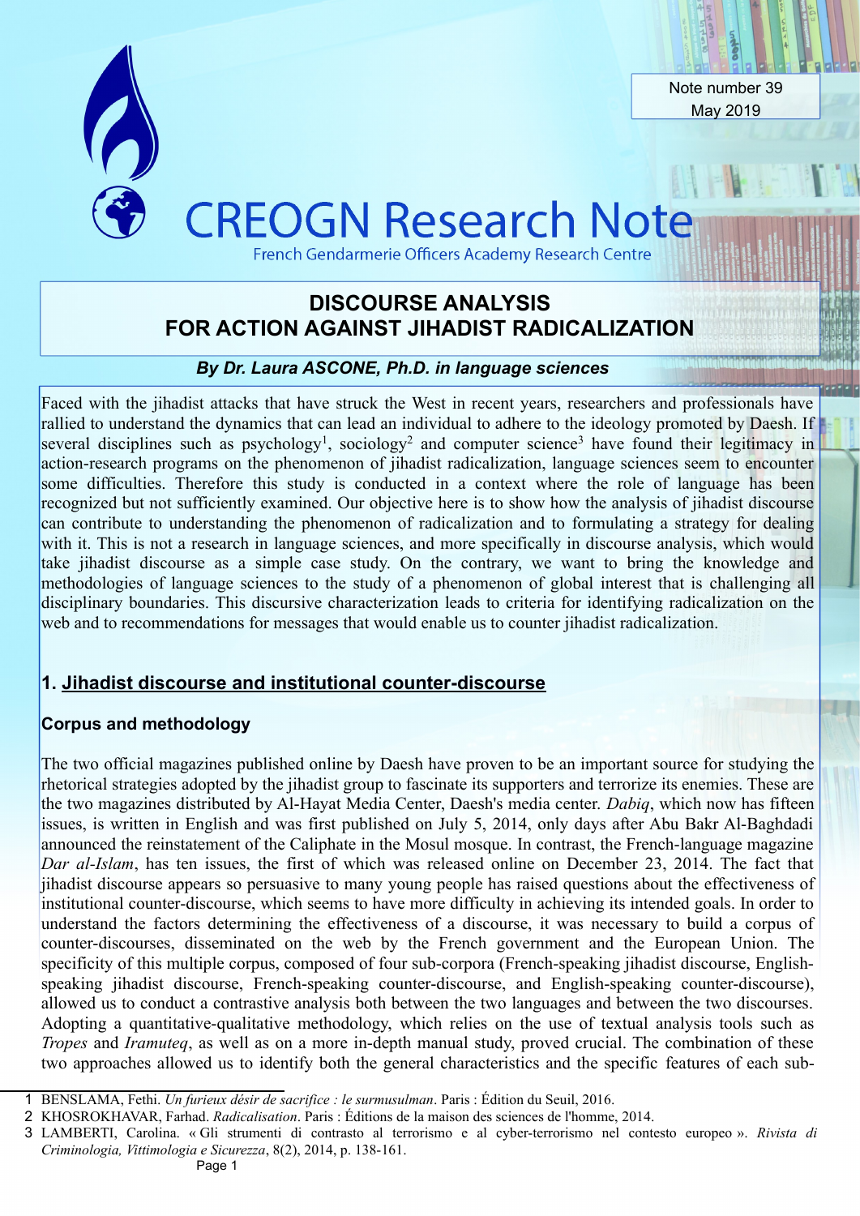Note number 39
May 2019

# CREOGN Research Note

French Gendarmerie Officers Academy Research Centre

# DISCOURSE ANALYSIS FOR ACTION AGAINST JIHADIST RADICALIZATION

***By Dr. Laura ASCONE, Ph.D. in language sciences***

Faced with the jihadist attacks that have struck the West in recent years, researchers and professionals have rallied to understand the dynamics that can lead an individual to adhere to the ideology promoted by Daesh. If several disciplines such as psychology[1], sociology[2] and computer science[3] have found their legitimacy in action-research programs on the phenomenon of jihadist radicalization, language sciences seem to encounter some difficulties. Therefore this study is conducted in a context where the role of language has been recognized but not sufficiently examined. Our objective here is to show how the analysis of jihadist discourse can contribute to understanding the phenomenon of radicalization and to formulating a strategy for dealing with it. This is not a research in language sciences, and more specifically in discourse analysis, which would take jihadist discourse as a simple case study. On the contrary, we want to bring the knowledge and methodologies of language sciences to the study of a phenomenon of global interest that is challenging all disciplinary boundaries. This discursive characterization leads to criteria for identifying radicalization on the web and to recommendations for messages that would enable us to counter jihadist radicalization.

## 1. Jihadist discourse and institutional counter-discourse

### Corpus and methodology

The two official magazines published online by Daesh have proven to be an important source for studying the rhetorical strategies adopted by the jihadist group to fascinate its supporters and terrorize its enemies. These are the two magazines distributed by Al-Hayat Media Center, Daesh's media center. *Dabiq*, which now has fifteen issues, is written in English and was first published on July 5, 2014, only days after Abu Bakr Al-Baghdadi announced the reinstatement of the Caliphate in the Mosul mosque. In contrast, the French-language magazine *Dar al-Islam*, has ten issues, the first of which was released online on December 23, 2014. The fact that jihadist discourse appears so persuasive to many young people has raised questions about the effectiveness of institutional counter-discourse, which seems to have more difficulty in achieving its intended goals. In order to understand the factors determining the effectiveness of a discourse, it was necessary to build a corpus of counter-discourses, disseminated on the web by the French government and the European Union. The specificity of this multiple corpus, composed of four sub-corpora (French-speaking jihadist discourse, English-speaking jihadist discourse, French-speaking counter-discourse, and English-speaking counter-discourse), allowed us to conduct a contrastive analysis both between the two languages and between the two discourses. Adopting a quantitative-qualitative methodology, which relies on the use of textual analysis tools such as *Tropes* and *Iramuteq*, as well as on a more in-depth manual study, proved crucial. The combination of these two approaches allowed us to identify both the general characteristics and the specific features of each sub-

---

1 BENSLAMA, Fethi. *Un furieux désir de sacrifice : le surmusulman*. Paris : Édition du Seuil, 2016.

2 KHOSROKHAVAR, Farhad. *Radicalisation*. Paris : Éditions de la maison des sciences de l'homme, 2014.

3 LAMBERTI, Carolina. « Gli strumenti di contrasto al terrorismo e al cyber-terrorismo nel contesto europeo ». *Rivista di Criminologia, Vittimologia e Sicurezza*, 8(2), 2014, p. 138-161.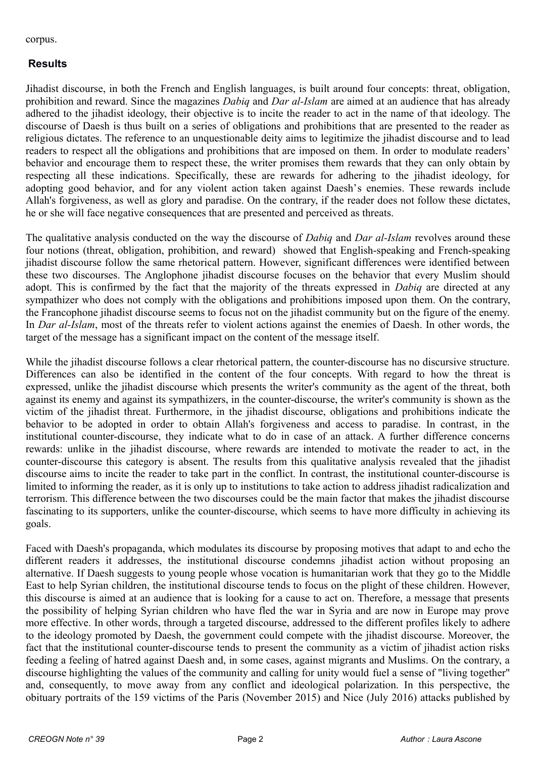corpus.

## Results

Jihadist discourse, in both the French and English languages, is built around four concepts: threat, obligation, prohibition and reward. Since the magazines *Dabiq* and *Dar al-Islam* are aimed at an audience that has already adhered to the jihadist ideology, their objective is to incite the reader to act in the name of that ideology. The discourse of Daesh is thus built on a series of obligations and prohibitions that are presented to the reader as religious dictates. The reference to an unquestionable deity aims to legitimize the jihadist discourse and to lead readers to respect all the obligations and prohibitions that are imposed on them. In order to modulate readers' behavior and encourage them to respect these, the writer promises them rewards that they can only obtain by respecting all these indications. Specifically, these are rewards for adhering to the jihadist ideology, for adopting good behavior, and for any violent action taken against Daesh's enemies. These rewards include Allah's forgiveness, as well as glory and paradise. On the contrary, if the reader does not follow these dictates, he or she will face negative consequences that are presented and perceived as threats.

The qualitative analysis conducted on the way the discourse of *Dabiq* and *Dar al-Islam* revolves around these four notions (threat, obligation, prohibition, and reward) showed that English-speaking and French-speaking jihadist discourse follow the same rhetorical pattern. However, significant differences were identified between these two discourses. The Anglophone jihadist discourse focuses on the behavior that every Muslim should adopt. This is confirmed by the fact that the majority of the threats expressed in *Dabiq* are directed at any sympathizer who does not comply with the obligations and prohibitions imposed upon them. On the contrary, the Francophone jihadist discourse seems to focus not on the jihadist community but on the figure of the enemy. In *Dar al-Islam*, most of the threats refer to violent actions against the enemies of Daesh. In other words, the target of the message has a significant impact on the content of the message itself.

While the jihadist discourse follows a clear rhetorical pattern, the counter-discourse has no discursive structure. Differences can also be identified in the content of the four concepts. With regard to how the threat is expressed, unlike the jihadist discourse which presents the writer's community as the agent of the threat, both against its enemy and against its sympathizers, in the counter-discourse, the writer's community is shown as the victim of the jihadist threat. Furthermore, in the jihadist discourse, obligations and prohibitions indicate the behavior to be adopted in order to obtain Allah's forgiveness and access to paradise. In contrast, in the institutional counter-discourse, they indicate what to do in case of an attack. A further difference concerns rewards: unlike in the jihadist discourse, where rewards are intended to motivate the reader to act, in the counter-discourse this category is absent. The results from this qualitative analysis revealed that the jihadist discourse aims to incite the reader to take part in the conflict. In contrast, the institutional counter-discourse is limited to informing the reader, as it is only up to institutions to take action to address jihadist radicalization and terrorism. This difference between the two discourses could be the main factor that makes the jihadist discourse fascinating to its supporters, unlike the counter-discourse, which seems to have more difficulty in achieving its goals.

Faced with Daesh's propaganda, which modulates its discourse by proposing motives that adapt to and echo the different readers it addresses, the institutional discourse condemns jihadist action without proposing an alternative. If Daesh suggests to young people whose vocation is humanitarian work that they go to the Middle East to help Syrian children, the institutional discourse tends to focus on the plight of these children. However, this discourse is aimed at an audience that is looking for a cause to act on. Therefore, a message that presents the possibility of helping Syrian children who have fled the war in Syria and are now in Europe may prove more effective. In other words, through a targeted discourse, addressed to the different profiles likely to adhere to the ideology promoted by Daesh, the government could compete with the jihadist discourse. Moreover, the fact that the institutional counter-discourse tends to present the community as a victim of jihadist action risks feeding a feeling of hatred against Daesh and, in some cases, against migrants and Muslims. On the contrary, a discourse highlighting the values of the community and calling for unity would fuel a sense of "living together" and, consequently, to move away from any conflict and ideological polarization. In this perspective, the obituary portraits of the 159 victims of the Paris (November 2015) and Nice (July 2016) attacks published by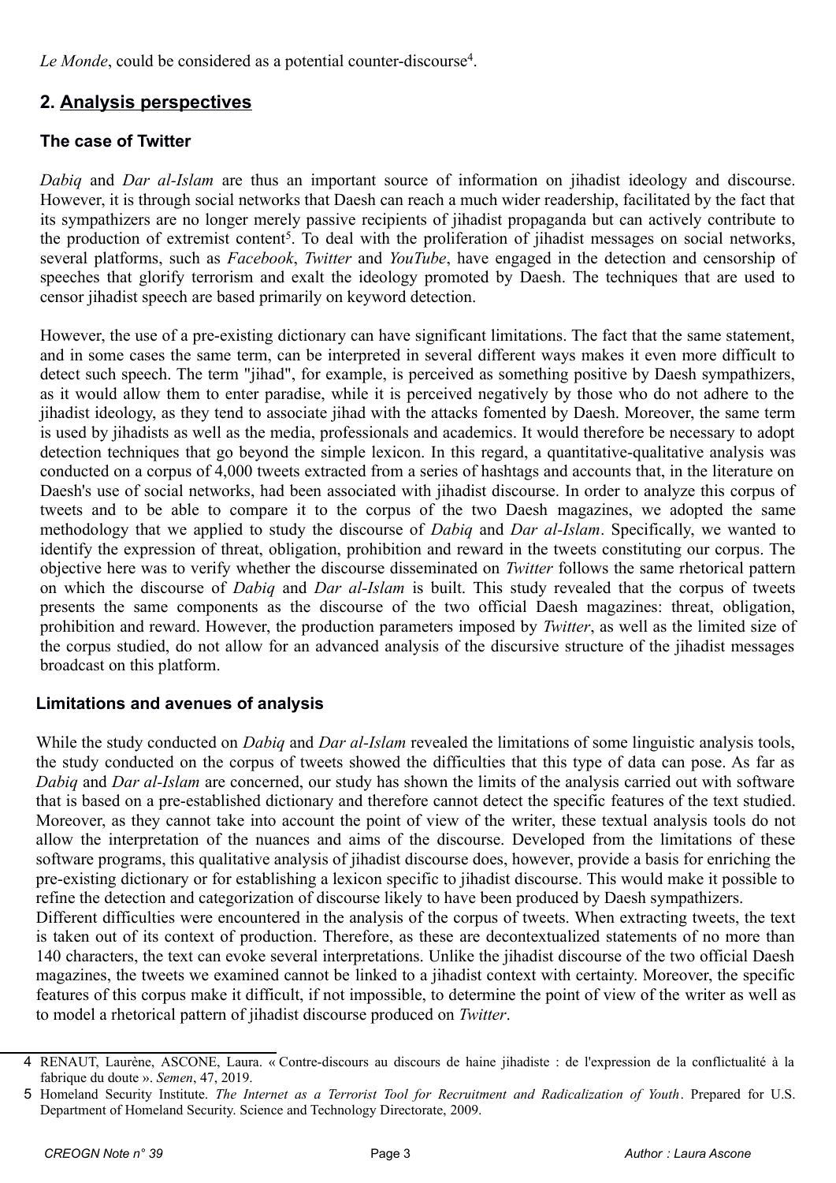*Le Monde*, could be considered as a potential counter-discourse[4].

## 2. Analysis perspectives

### The case of Twitter

*Dabiq* and *Dar al-Islam* are thus an important source of information on jihadist ideology and discourse. However, it is through social networks that Daesh can reach a much wider readership, facilitated by the fact that its sympathizers are no longer merely passive recipients of jihadist propaganda but can actively contribute to the production of extremist content[5]. To deal with the proliferation of jihadist messages on social networks, several platforms, such as *Facebook*, *Twitter* and *YouTube*, have engaged in the detection and censorship of speeches that glorify terrorism and exalt the ideology promoted by Daesh. The techniques that are used to censor jihadist speech are based primarily on keyword detection.

However, the use of a pre-existing dictionary can have significant limitations. The fact that the same statement, and in some cases the same term, can be interpreted in several different ways makes it even more difficult to detect such speech. The term "jihad", for example, is perceived as something positive by Daesh sympathizers, as it would allow them to enter paradise, while it is perceived negatively by those who do not adhere to the jihadist ideology, as they tend to associate jihad with the attacks fomented by Daesh. Moreover, the same term is used by jihadists as well as the media, professionals and academics. It would therefore be necessary to adopt detection techniques that go beyond the simple lexicon. In this regard, a quantitative-qualitative analysis was conducted on a corpus of 4,000 tweets extracted from a series of hashtags and accounts that, in the literature on Daesh's use of social networks, had been associated with jihadist discourse. In order to analyze this corpus of tweets and to be able to compare it to the corpus of the two Daesh magazines, we adopted the same methodology that we applied to study the discourse of *Dabiq* and *Dar al-Islam*. Specifically, we wanted to identify the expression of threat, obligation, prohibition and reward in the tweets constituting our corpus. The objective here was to verify whether the discourse disseminated on *Twitter* follows the same rhetorical pattern on which the discourse of *Dabiq* and *Dar al-Islam* is built. This study revealed that the corpus of tweets presents the same components as the discourse of the two official Daesh magazines: threat, obligation, prohibition and reward. However, the production parameters imposed by *Twitter*, as well as the limited size of the corpus studied, do not allow for an advanced analysis of the discursive structure of the jihadist messages broadcast on this platform.

### Limitations and avenues of analysis

While the study conducted on *Dabiq* and *Dar al-Islam* revealed the limitations of some linguistic analysis tools, the study conducted on the corpus of tweets showed the difficulties that this type of data can pose. As far as *Dabiq* and *Dar al-Islam* are concerned, our study has shown the limits of the analysis carried out with software that is based on a pre-established dictionary and therefore cannot detect the specific features of the text studied. Moreover, as they cannot take into account the point of view of the writer, these textual analysis tools do not allow the interpretation of the nuances and aims of the discourse. Developed from the limitations of these software programs, this qualitative analysis of jihadist discourse does, however, provide a basis for enriching the pre-existing dictionary or for establishing a lexicon specific to jihadist discourse. This would make it possible to refine the detection and categorization of discourse likely to have been produced by Daesh sympathizers.

Different difficulties were encountered in the analysis of the corpus of tweets. When extracting tweets, the text is taken out of its context of production. Therefore, as these are decontextualized statements of no more than 140 characters, the text can evoke several interpretations. Unlike the jihadist discourse of the two official Daesh magazines, the tweets we examined cannot be linked to a jihadist context with certainty. Moreover, the specific features of this corpus make it difficult, if not impossible, to determine the point of view of the writer as well as to model a rhetorical pattern of jihadist discourse produced on *Twitter*.

---

4 RENAUT, Laurène, ASCONE, Laura. « Contre-discours au discours de haine jihadiste : de l'expression de la conflictualité à la fabrique du doute ». *Semen*, 47, 2019.

5 Homeland Security Institute. *The Internet as a Terrorist Tool for Recruitment and Radicalization of Youth*. Prepared for U.S. Department of Homeland Security. Science and Technology Directorate, 2009.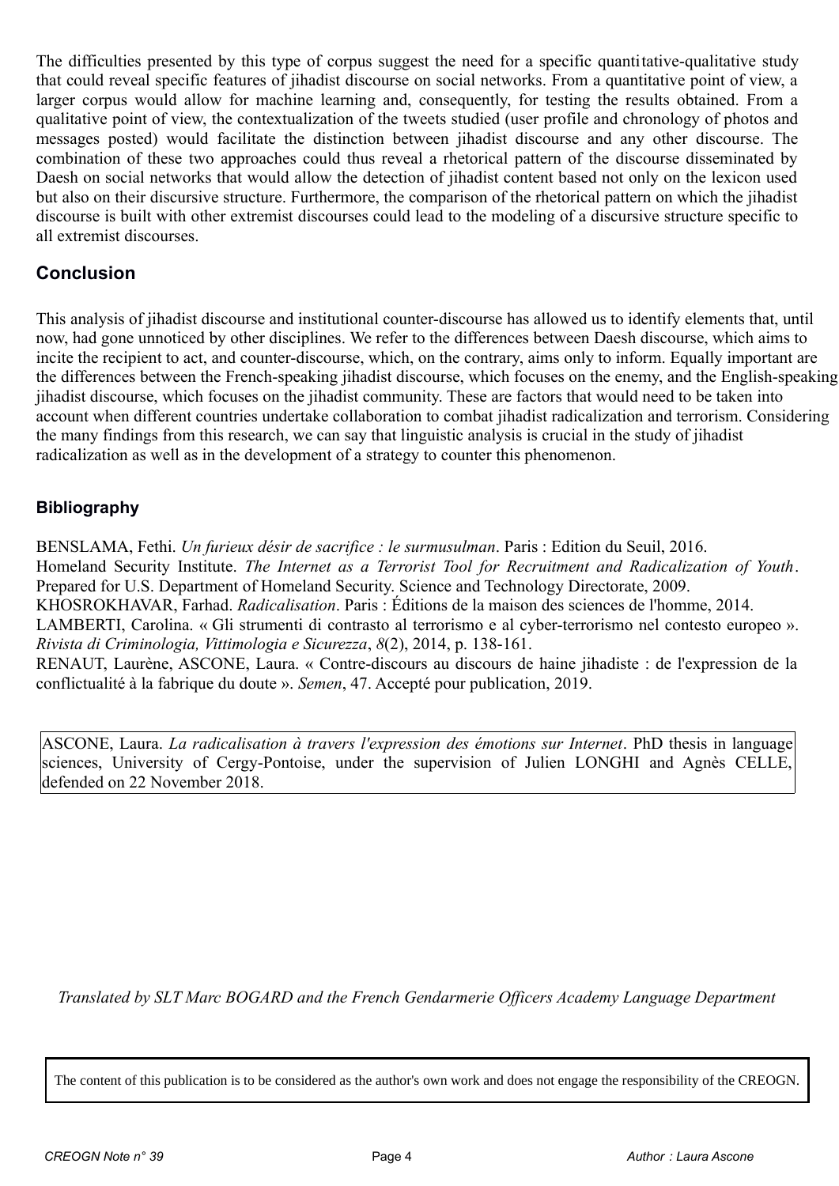The difficulties presented by this type of corpus suggest the need for a specific quantitative-qualitative study that could reveal specific features of jihadist discourse on social networks. From a quantitative point of view, a larger corpus would allow for machine learning and, consequently, for testing the results obtained. From a qualitative point of view, the contextualization of the tweets studied (user profile and chronology of photos and messages posted) would facilitate the distinction between jihadist discourse and any other discourse. The combination of these two approaches could thus reveal a rhetorical pattern of the discourse disseminated by Daesh on social networks that would allow the detection of jihadist content based not only on the lexicon used but also on their discursive structure. Furthermore, the comparison of the rhetorical pattern on which the jihadist discourse is built with other extremist discourses could lead to the modeling of a discursive structure specific to all extremist discourses.

## Conclusion

This analysis of jihadist discourse and institutional counter-discourse has allowed us to identify elements that, until now, had gone unnoticed by other disciplines. We refer to the differences between Daesh discourse, which aims to incite the recipient to act, and counter-discourse, which, on the contrary, aims only to inform. Equally important are the differences between the French-speaking jihadist discourse, which focuses on the enemy, and the English-speaking jihadist discourse, which focuses on the jihadist community. These are factors that would need to be taken into account when different countries undertake collaboration to combat jihadist radicalization and terrorism. Considering the many findings from this research, we can say that linguistic analysis is crucial in the study of jihadist radicalization as well as in the development of a strategy to counter this phenomenon.

### Bibliography

BENSLAMA, Fethi. *Un furieux désir de sacrifice : le surmusulman*. Paris : Edition du Seuil, 2016.
Homeland Security Institute. *The Internet as a Terrorist Tool for Recruitment and Radicalization of Youth*. Prepared for U.S. Department of Homeland Security. Science and Technology Directorate, 2009.
KHOSROKHAVAR, Farhad. *Radicalisation*. Paris : Éditions de la maison des sciences de l'homme, 2014.
LAMBERTI, Carolina. « Gli strumenti di contrasto al terrorismo e al cyber-terrorismo nel contesto europeo ». *Rivista di Criminologia, Vittimologia e Sicurezza*, *8*(2), 2014, p. 138-161.
RENAUT, Laurène, ASCONE, Laura. « Contre-discours au discours de haine jihadiste : de l'expression de la conflictualité à la fabrique du doute ». *Semen*, 47. Accepté pour publication, 2019.

ASCONE, Laura. *La radicalisation à travers l'expression des émotions sur Internet*. PhD thesis in language sciences, University of Cergy-Pontoise, under the supervision of Julien LONGHI and Agnès CELLE, defended on 22 November 2018.

*Translated by SLT Marc BOGARD and the French Gendarmerie Officers Academy Language Department*

The content of this publication is to be considered as the author's own work and does not engage the responsibility of the CREOGN.